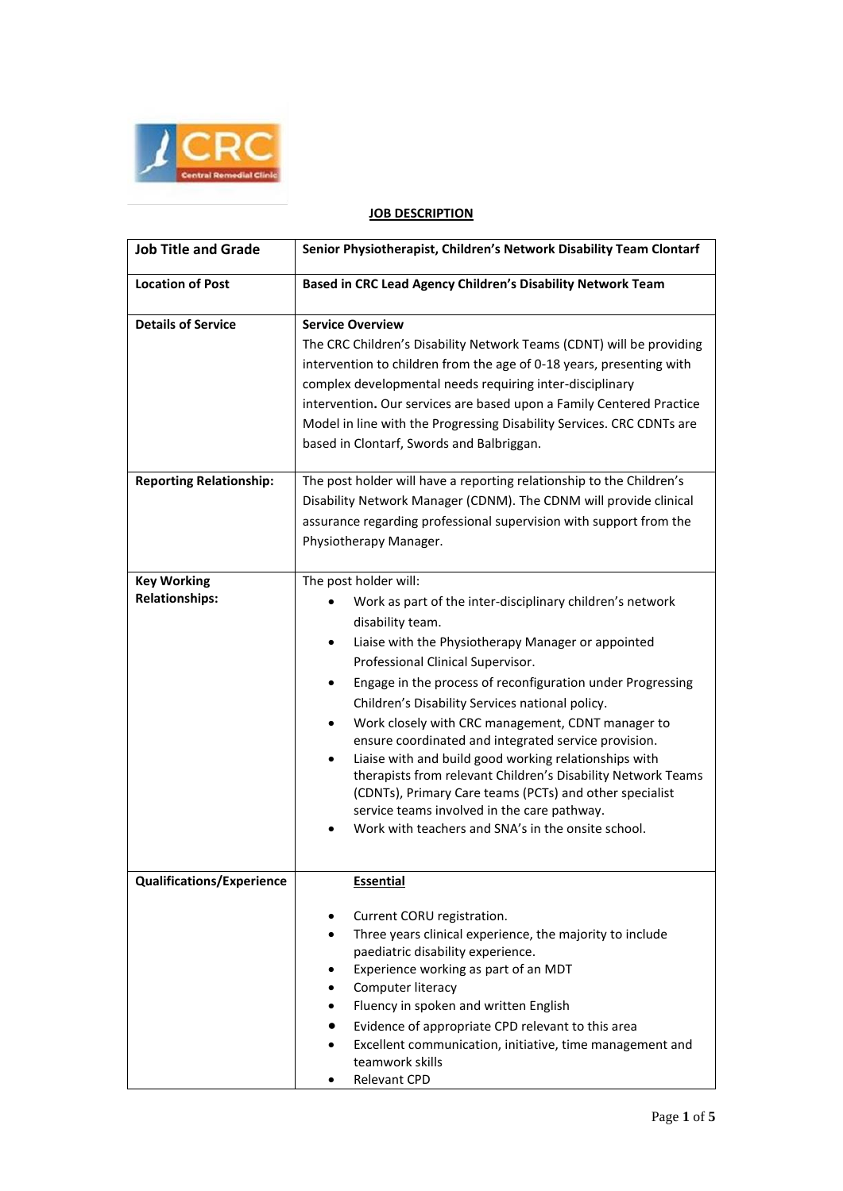# JOB DESCRIPTION

| Job Title and Grade | Senior Physiotherapist, Children's Network Disability Team Clontarf |
|---|---|
| Location of Post | Based in CRC Lead Agency Children's Disability Network Team |
| Details of Service | **Service Overview**<br>The CRC Children's Disability Network Teams (CDNT) will be providing intervention to children from the age of 0-18 years, presenting with complex developmental needs requiring inter-disciplinary intervention**.** Our services are based upon a Family Centered Practice Model in line with the Progressing Disability Services. CRC CDNTs are based in Clontarf, Swords and Balbriggan. |
| Reporting Relationship: | The post holder will have a reporting relationship to the Children's Disability Network Manager (CDNM). The CDNM will provide clinical assurance regarding professional supervision with support from the Physiotherapy Manager. |
| Key Working Relationships: | The post holder will:<br>• Work as part of the inter-disciplinary children's network disability team.<br>• Liaise with the Physiotherapy Manager or appointed Professional Clinical Supervisor.<br>• Engage in the process of reconfiguration under Progressing Children's Disability Services national policy.<br>• Work closely with CRC management, CDNT manager to ensure coordinated and integrated service provision.<br>• Liaise with and build good working relationships with therapists from relevant Children's Disability Network Teams (CDNTs), Primary Care teams (PCTs) and other specialist service teams involved in the care pathway.<br>• Work with teachers and SNA's in the onsite school. |
| Qualifications/Experience | **Essential**<br>• Current CORU registration.<br>• Three years clinical experience, the majority to include paediatric disability experience.<br>• Experience working as part of an MDT<br>• Computer literacy<br>• Fluency in spoken and written English<br>• Evidence of appropriate CPD relevant to this area<br>• Excellent communication, initiative, time management and teamwork skills<br>• Relevant CPD |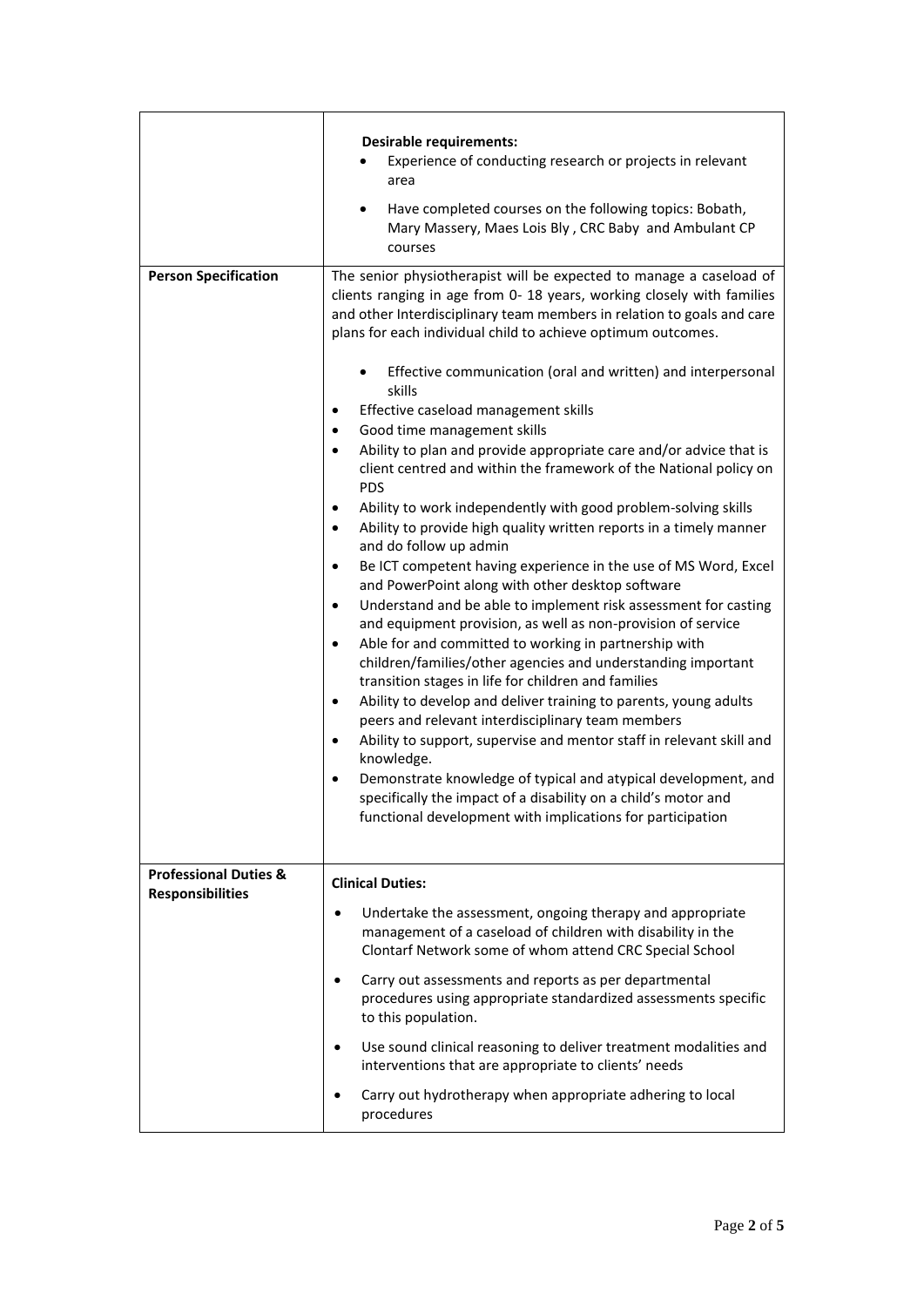| | |
|---|---|
| | **Desirable requirements:**<br>• Experience of conducting research or projects in relevant area<br>• Have completed courses on the following topics: Bobath, Mary Massery, Maes Lois Bly , CRC Baby and Ambulant CP courses |
| **Person Specification** | The senior physiotherapist will be expected to manage a caseload of clients ranging in age from 0- 18 years, working closely with families and other Interdisciplinary team members in relation to goals and care plans for each individual child to achieve optimum outcomes.<br><br>• Effective communication (oral and written) and interpersonal skills<br>• Effective caseload management skills<br>• Good time management skills<br>• Ability to plan and provide appropriate care and/or advice that is client centred and within the framework of the National policy on PDS<br>• Ability to work independently with good problem-solving skills<br>• Ability to provide high quality written reports in a timely manner and do follow up admin<br>• Be ICT competent having experience in the use of MS Word, Excel and PowerPoint along with other desktop software<br>• Understand and be able to implement risk assessment for casting and equipment provision, as well as non-provision of service<br>• Able for and committed to working in partnership with children/families/other agencies and understanding important transition stages in life for children and families<br>• Ability to develop and deliver training to parents, young adults peers and relevant interdisciplinary team members<br>• Ability to support, supervise and mentor staff in relevant skill and knowledge.<br>• Demonstrate knowledge of typical and atypical development, and specifically the impact of a disability on a child's motor and functional development with implications for participation |
| **Professional Duties & Responsibilities** | **Clinical Duties:**<br>• Undertake the assessment, ongoing therapy and appropriate management of a caseload of children with disability in the Clontarf Network some of whom attend CRC Special School<br>• Carry out assessments and reports as per departmental procedures using appropriate standardized assessments specific to this population.<br>• Use sound clinical reasoning to deliver treatment modalities and interventions that are appropriate to clients' needs<br>• Carry out hydrotherapy when appropriate adhering to local procedures |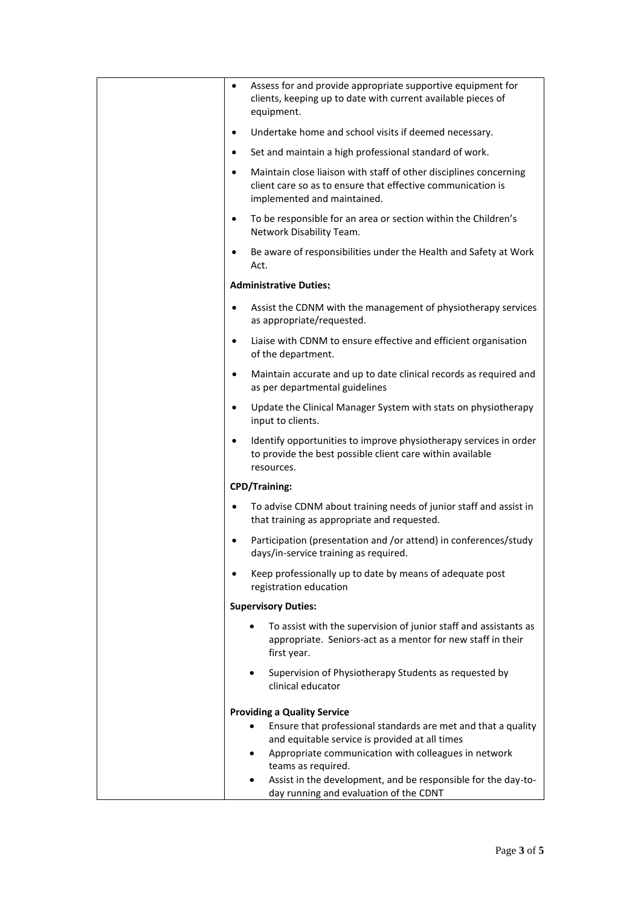| | |
|---|---|
| | • Assess for and provide appropriate supportive equipment for clients, keeping up to date with current available pieces of equipment.<br>• Undertake home and school visits if deemed necessary.<br>• Set and maintain a high professional standard of work.<br>• Maintain close liaison with staff of other disciplines concerning client care so as to ensure that effective communication is implemented and maintained.<br>• To be responsible for an area or section within the Children's Network Disability Team.<br>• Be aware of responsibilities under the Health and Safety at Work Act.<br><br>**Administrative Duties:**<br>• Assist the CDNM with the management of physiotherapy services as appropriate/requested.<br>• Liaise with CDNM to ensure effective and efficient organisation of the department.<br>• Maintain accurate and up to date clinical records as required and as per departmental guidelines<br>• Update the Clinical Manager System with stats on physiotherapy input to clients.<br>• Identify opportunities to improve physiotherapy services in order to provide the best possible client care within available resources.<br><br>**CPD/Training:**<br>• To advise CDNM about training needs of junior staff and assist in that training as appropriate and requested.<br>• Participation (presentation and /or attend) in conferences/study days/in-service training as required.<br>• Keep professionally up to date by means of adequate post registration education<br><br>**Supervisory Duties:**<br>• To assist with the supervision of junior staff and assistants as appropriate. Seniors-act as a mentor for new staff in their first year.<br>• Supervision of Physiotherapy Students as requested by clinical educator<br><br>**Providing a Quality Service**<br>• Ensure that professional standards are met and that a quality and equitable service is provided at all times<br>• Appropriate communication with colleagues in network teams as required.<br>• Assist in the development, and be responsible for the day-to-day running and evaluation of the CDNT |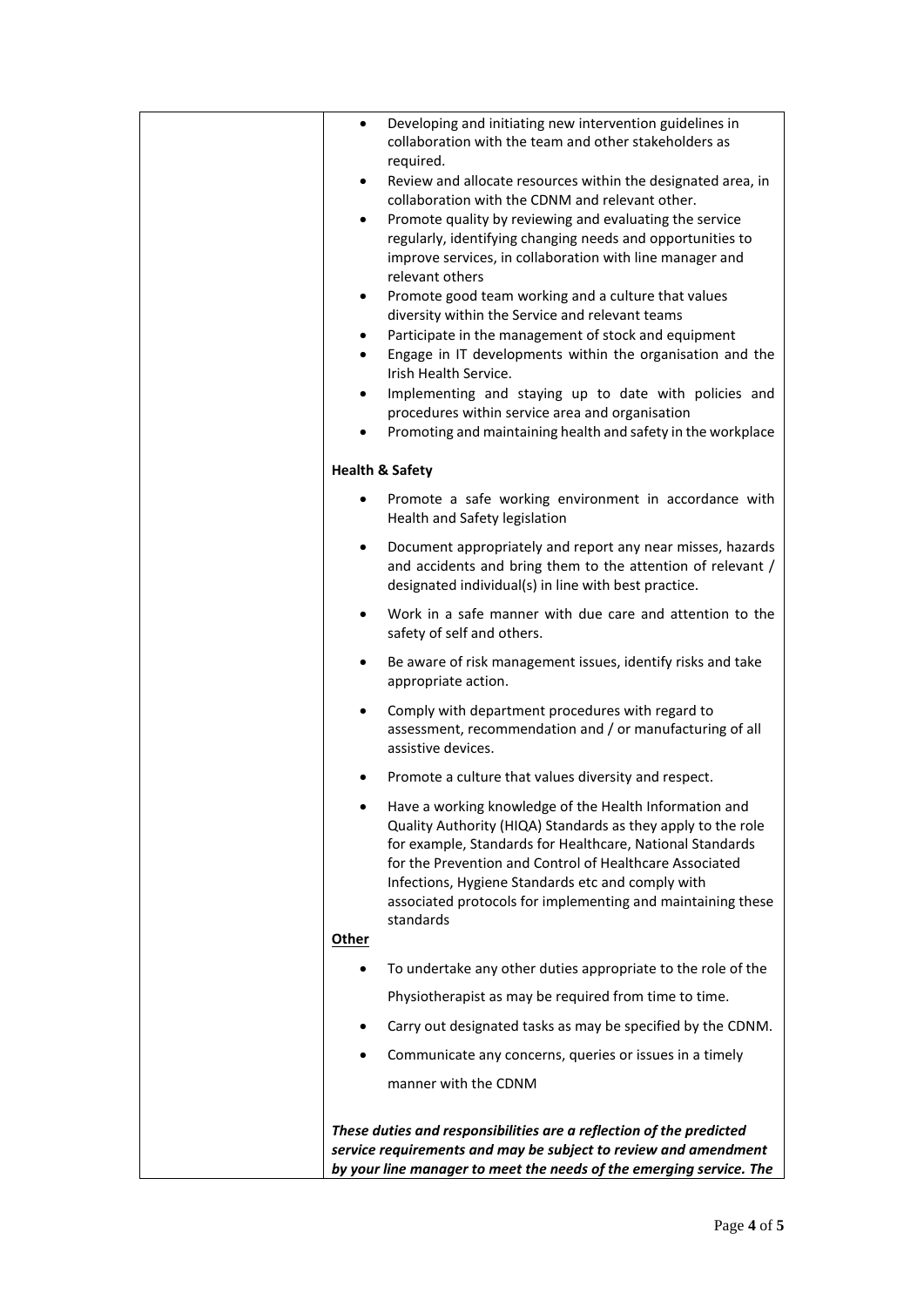- Developing and initiating new intervention guidelines in collaboration with the team and other stakeholders as required.
- Review and allocate resources within the designated area, in collaboration with the CDNM and relevant other.
- Promote quality by reviewing and evaluating the service regularly, identifying changing needs and opportunities to improve services, in collaboration with line manager and relevant others
- Promote good team working and a culture that values diversity within the Service and relevant teams
- Participate in the management of stock and equipment
- Engage in IT developments within the organisation and the Irish Health Service.
- Implementing and staying up to date with policies and procedures within service area and organisation
- Promoting and maintaining health and safety in the workplace

**Health & Safety**

- Promote a safe working environment in accordance with Health and Safety legislation
- Document appropriately and report any near misses, hazards and accidents and bring them to the attention of relevant / designated individual(s) in line with best practice.
- Work in a safe manner with due care and attention to the safety of self and others.
- Be aware of risk management issues, identify risks and take appropriate action.
- Comply with department procedures with regard to assessment, recommendation and / or manufacturing of all assistive devices.
- Promote a culture that values diversity and respect.
- Have a working knowledge of the Health Information and Quality Authority (HIQA) Standards as they apply to the role for example, Standards for Healthcare, National Standards for the Prevention and Control of Healthcare Associated Infections, Hygiene Standards etc and comply with associated protocols for implementing and maintaining these standards

**Other**

- To undertake any other duties appropriate to the role of the Physiotherapist as may be required from time to time.
- Carry out designated tasks as may be specified by the CDNM.
- Communicate any concerns, queries or issues in a timely manner with the CDNM

***These duties and responsibilities are a reflection of the predicted service requirements and may be subject to review and amendment by your line manager to meet the needs of the emerging service. The***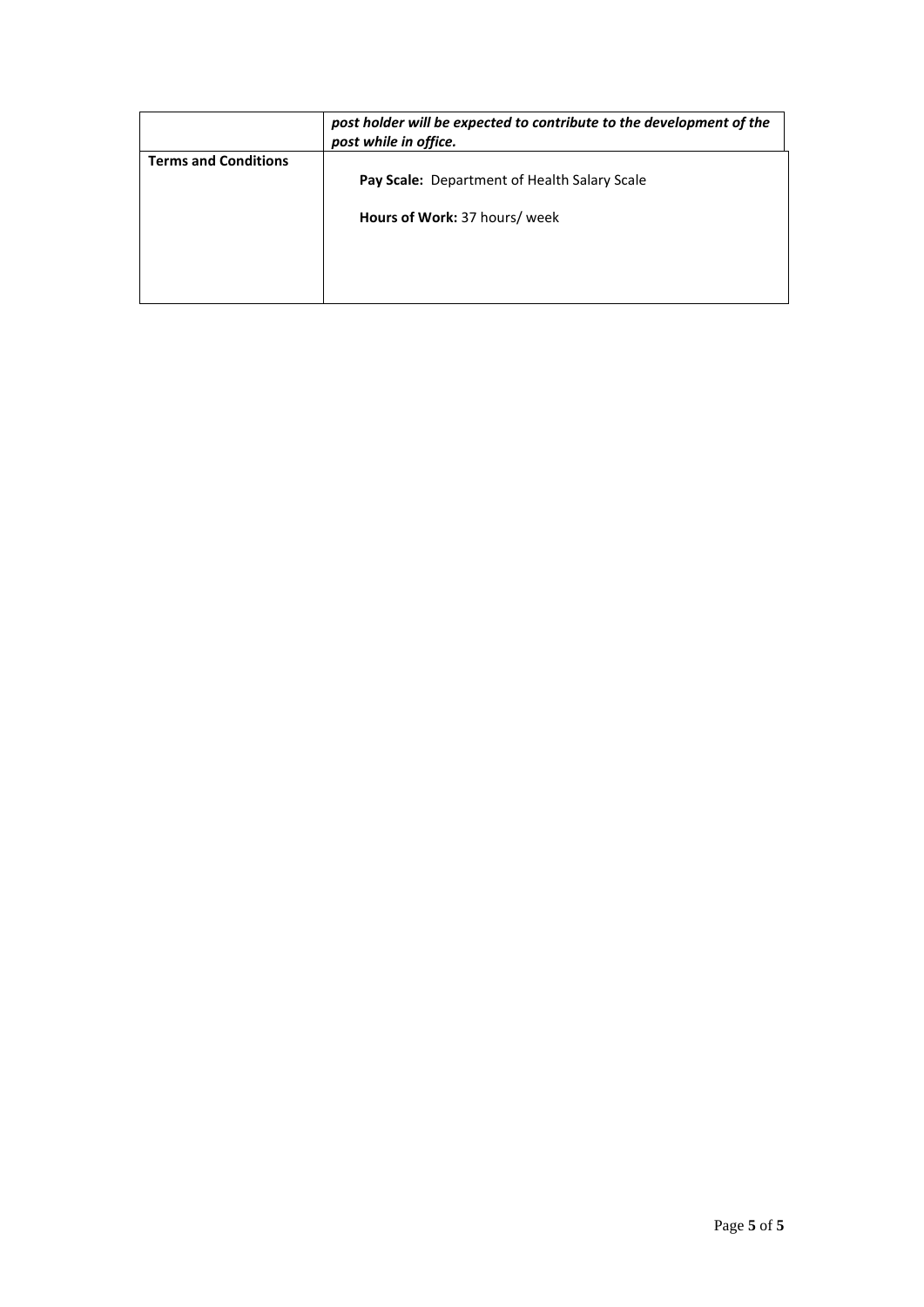| | |
|---|---|
| | ***post holder will be expected to contribute to the development of the post while in office.*** |
| **Terms and Conditions** | **Pay Scale:** Department of Health Salary Scale<br><br>**Hours of Work:** 37 hours/ week |